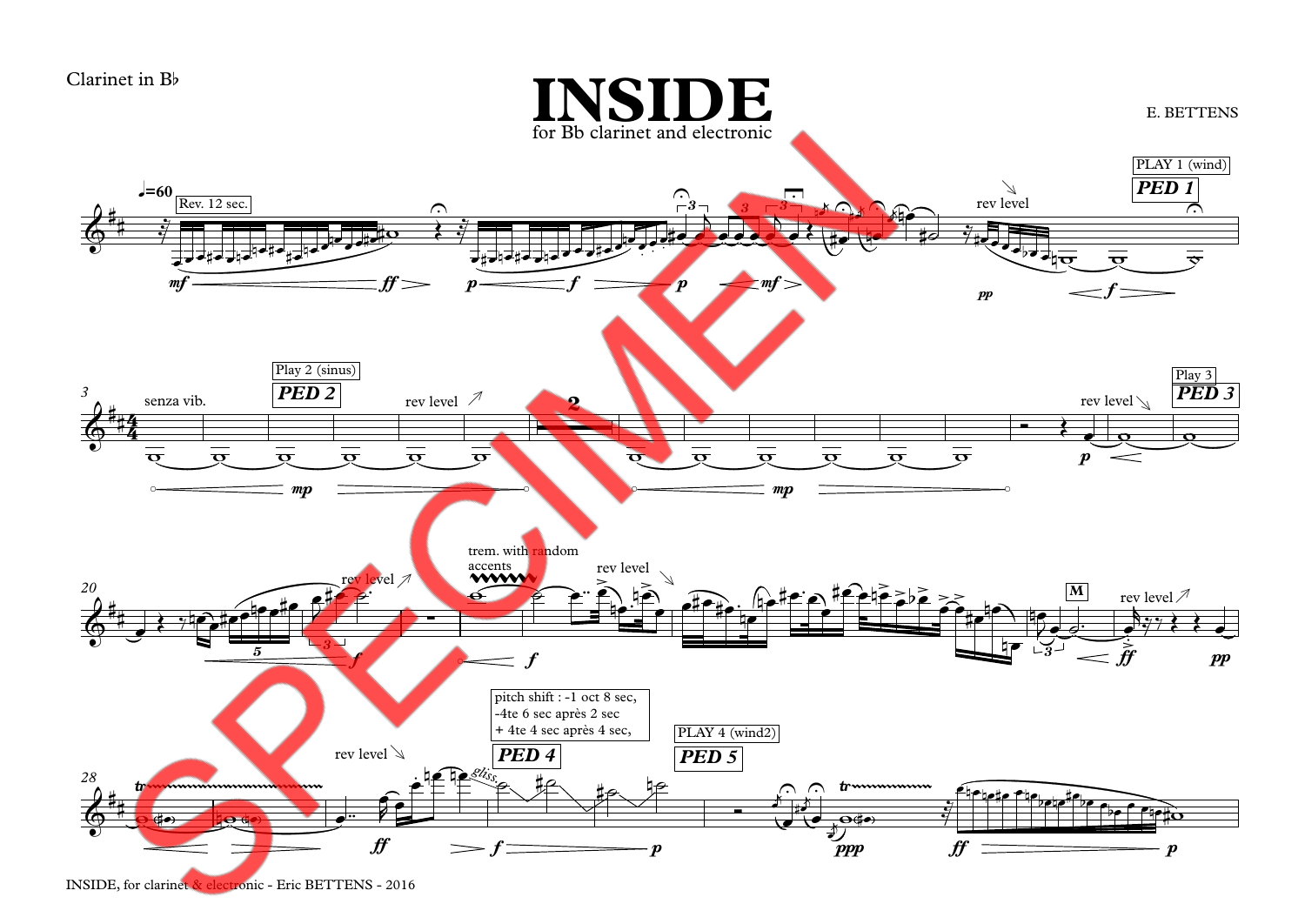Clarinet in B♭

# INSIDE

for Bb clarinet and electronic

E. BETTENS

♩=60

Rev. 12 sec.

rev level

PLAY 1 (wind)

**PED 1**

senza vib.

Play 2 (sinus)

**PED 2**

rev level

Play 3

**PED 3**

rev level

rev level

trem. with random accents

rev level

M

rev level

rev level

pitch shift : -1 oct 8 sec,
-4te 6 sec après 2 sec
+ 4te 4 sec après 4 sec,

**PED 4**

PLAY 4 (wind2)

**PED 5**

gliss.

SPECIMEN

INSIDE, for clarinet & electronic - Eric BETTENS - 2016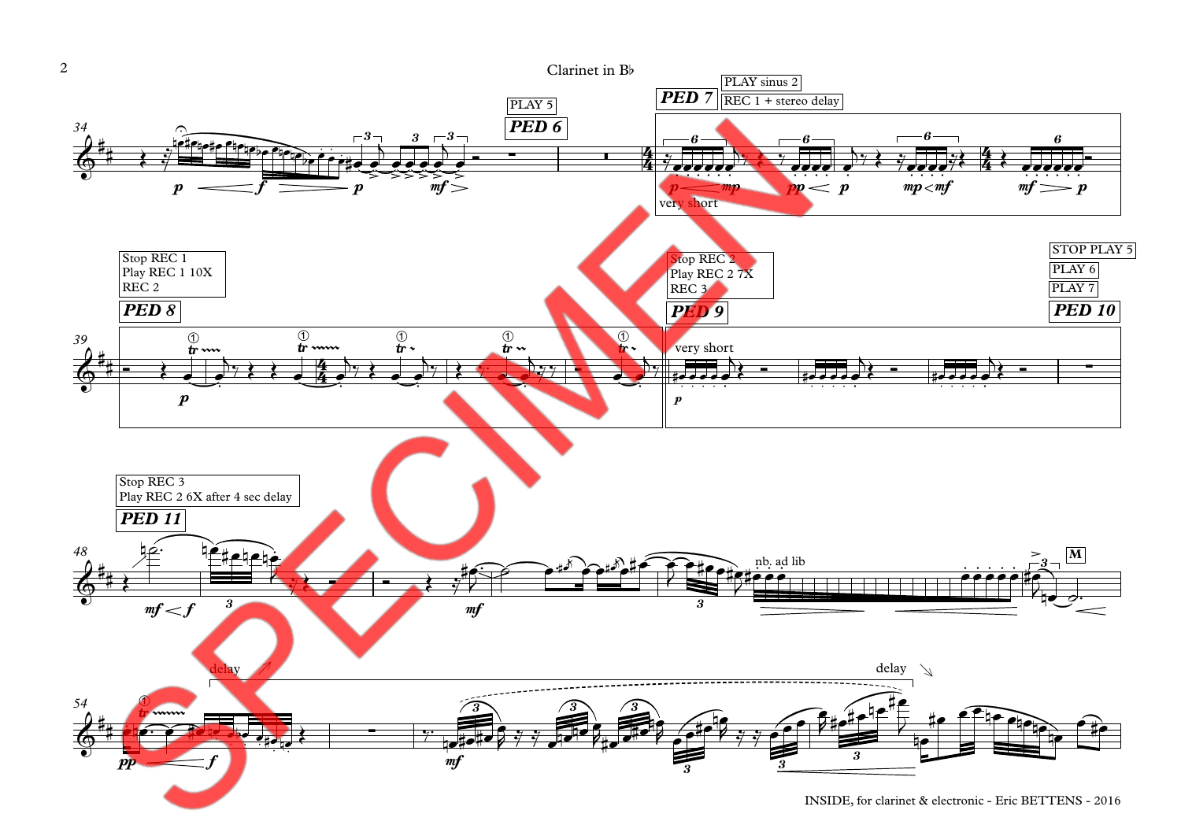Clarinet in B♭

PLAY 5

PED 6

PED 7

PLAY sinus 2

REC 1 + stereo delay

very short

Stop REC 1
Play REC 1 10X
REC 2

PED 8

Stop REC 2
Play REC 2 7X
REC 3

PED 9

very short

STOP PLAY 5

PLAY 6

PLAY 7

PED 10

Stop REC 3
Play REC 2 6X after 4 sec delay

PED 11

nb. ad lib

M

delay

delay

INSIDE, for clarinet & electronic - Eric BETTENS - 2016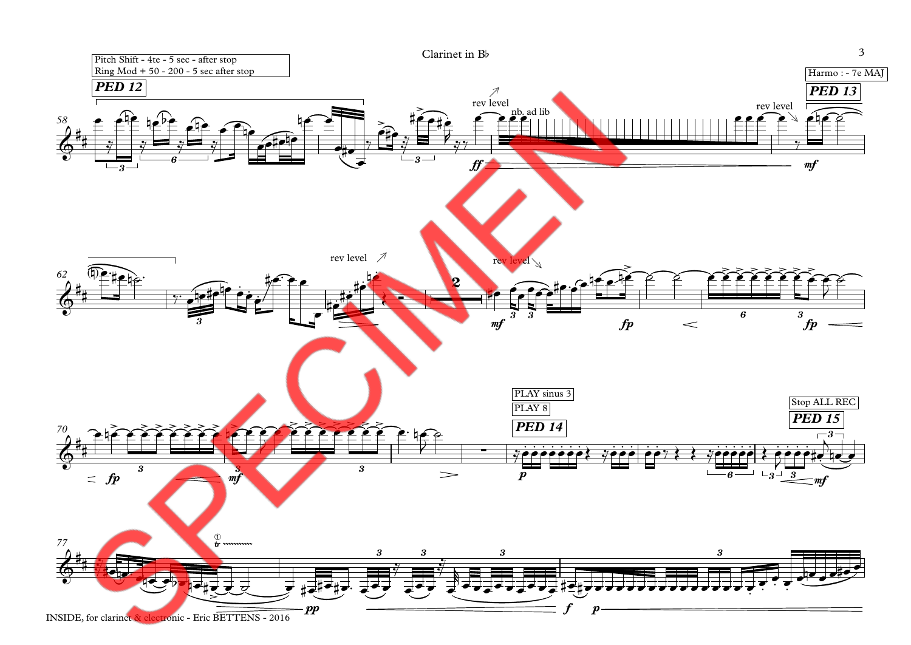Pitch Shift - 4te - 5 sec - after stop
Ring Mod + 50 - 200 - 5 sec after stop

**PED 12**

58

rev level

nb. ad lib

rev level

Harmo : - 7e MAJ

**PED 13**

62

rev level

rev level

PLAY sinus 3

PLAY 8

**PED 14**

Stop ALL REC

**PED 15**

70

77

SPECIMEN